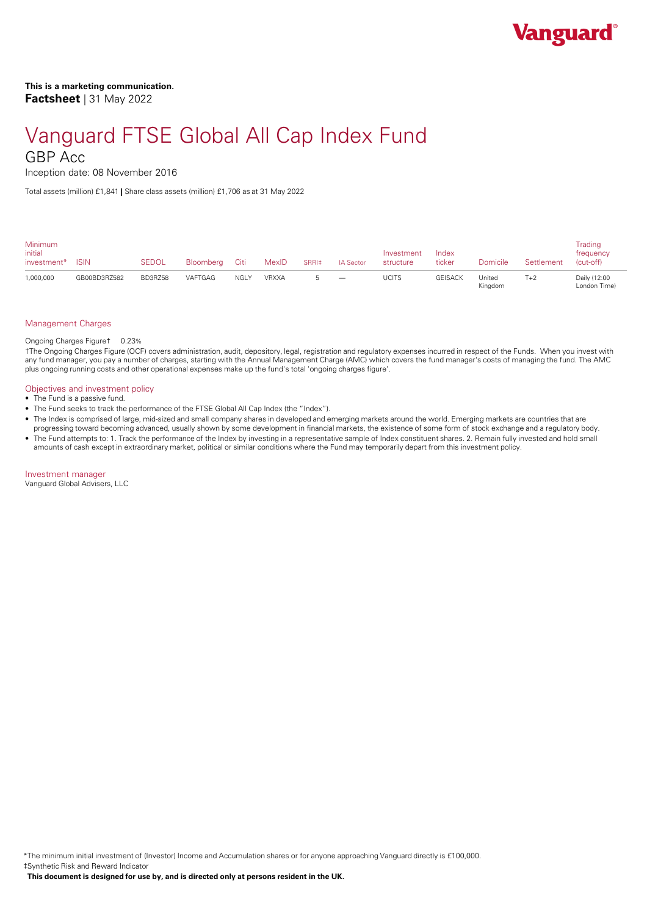**This is a marketing communication.**
**Factsheet** | 31 May 2022

# Vanguard FTSE Global All Cap Index Fund

## GBP Acc

Inception date: 08 November 2016

Total assets (million) £1,841 | Share class assets (million) £1,706 as at 31 May 2022

| Minimum initial investment* | ISIN | SEDOL | Bloomberg | Citi | MexID | SRRI‡ | IA Sector | Investment structure | Index ticker | Domicile | Settlement | Trading frequency (cut-off) |
|---|---|---|---|---|---|---|---|---|---|---|---|---|
| 1,000,000 | GB00BD3RZ582 | BD3RZ58 | VAFTGAG | NGLY | VRXXA | 5 | — | UCITS | GEISACK | United Kingdom | T+2 | Daily (12:00 London Time) |

### Management Charges

Ongoing Charges Figure† 0.23%

†The Ongoing Charges Figure (OCF) covers administration, audit, depository, legal, registration and regulatory expenses incurred in respect of the Funds. When you invest with any fund manager, you pay a number of charges, starting with the Annual Management Charge (AMC) which covers the fund manager's costs of managing the fund. The AMC plus ongoing running costs and other operational expenses make up the fund's total 'ongoing charges figure'.

### Objectives and investment policy

- The Fund is a passive fund.
- The Fund seeks to track the performance of the FTSE Global All Cap Index (the "Index").
- The Index is comprised of large, mid-sized and small company shares in developed and emerging markets around the world. Emerging markets are countries that are progressing toward becoming advanced, usually shown by some development in financial markets, the existence of some form of stock exchange and a regulatory body.
- The Fund attempts to: 1. Track the performance of the Index by investing in a representative sample of Index constituent shares. 2. Remain fully invested and hold small amounts of cash except in extraordinary market, political or similar conditions where the Fund may temporarily depart from this investment policy.

### Investment manager

Vanguard Global Advisers, LLC

*The minimum initial investment of (Investor) Income and Accumulation shares or for anyone approaching Vanguard directly is £100,000.
‡Synthetic Risk and Reward Indicator

**This document is designed for use by, and is directed only at persons resident in the UK.**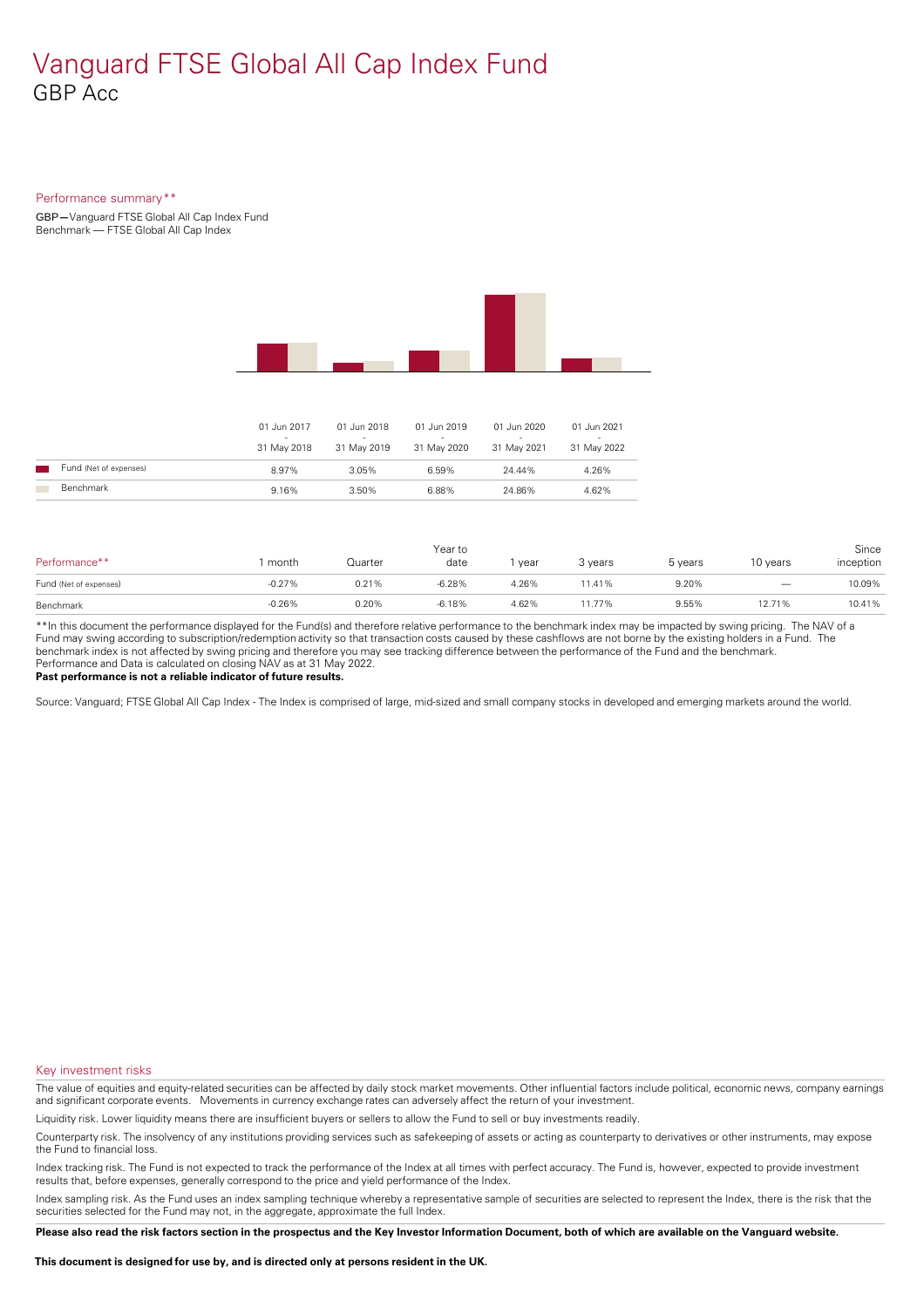# Vanguard FTSE Global All Cap Index Fund

GBP Acc

Performance summary**

GBP—Vanguard FTSE Global All Cap Index Fund
Benchmark — FTSE Global All Cap Index

| | 01 Jun 2017 - 31 May 2018 | 01 Jun 2018 - 31 May 2019 | 01 Jun 2019 - 31 May 2020 | 01 Jun 2020 - 31 May 2021 | 01 Jun 2021 - 31 May 2022 |
|---|---|---|---|---|---|
| Fund (Net of expenses) | 8.97% | 3.05% | 6.59% | 24.44% | 4.26% |
| Benchmark | 9.16% | 3.50% | 6.88% | 24.86% | 4.62% |

| Performance** | 1 month | Quarter | Year to date | 1 year | 3 years | 5 years | 10 years | Since inception |
|---|---|---|---|---|---|---|---|---|
| Fund (Net of expenses) | -0.27% | 0.21% | -6.28% | 4.26% | 11.41% | 9.20% | — | 10.09% |
| Benchmark | -0.26% | 0.20% | -6.18% | 4.62% | 11.77% | 9.55% | 12.71% | 10.41% |

**In this document the performance displayed for the Fund(s) and therefore relative performance to the benchmark index may be impacted by swing pricing. The NAV of a Fund may swing according to subscription/redemption activity so that transaction costs caused by these cashflows are not borne by the existing holders in a Fund. The benchmark index is not affected by swing pricing and therefore you may see tracking difference between the performance of the Fund and the benchmark.
Performance and Data is calculated on closing NAV as at 31 May 2022.

**Past performance is not a reliable indicator of future results.**

Source: Vanguard; FTSE Global All Cap Index - The Index is comprised of large, mid-sized and small company stocks in developed and emerging markets around the world.

## Key investment risks

The value of equities and equity-related securities can be affected by daily stock market movements. Other influential factors include political, economic news, company earnings and significant corporate events. Movements in currency exchange rates can adversely affect the return of your investment.

Liquidity risk. Lower liquidity means there are insufficient buyers or sellers to allow the Fund to sell or buy investments readily.

Counterparty risk. The insolvency of any institutions providing services such as safekeeping of assets or acting as counterparty to derivatives or other instruments, may expose the Fund to financial loss.

Index tracking risk. The Fund is not expected to track the performance of the Index at all times with perfect accuracy. The Fund is, however, expected to provide investment results that, before expenses, generally correspond to the price and yield performance of the Index.

Index sampling risk. As the Fund uses an index sampling technique whereby a representative sample of securities are selected to represent the Index, there is the risk that the securities selected for the Fund may not, in the aggregate, approximate the full Index.

**Please also read the risk factors section in the prospectus and the Key Investor Information Document, both of which are available on the Vanguard website.**

**This document is designed for use by, and is directed only at persons resident in the UK.**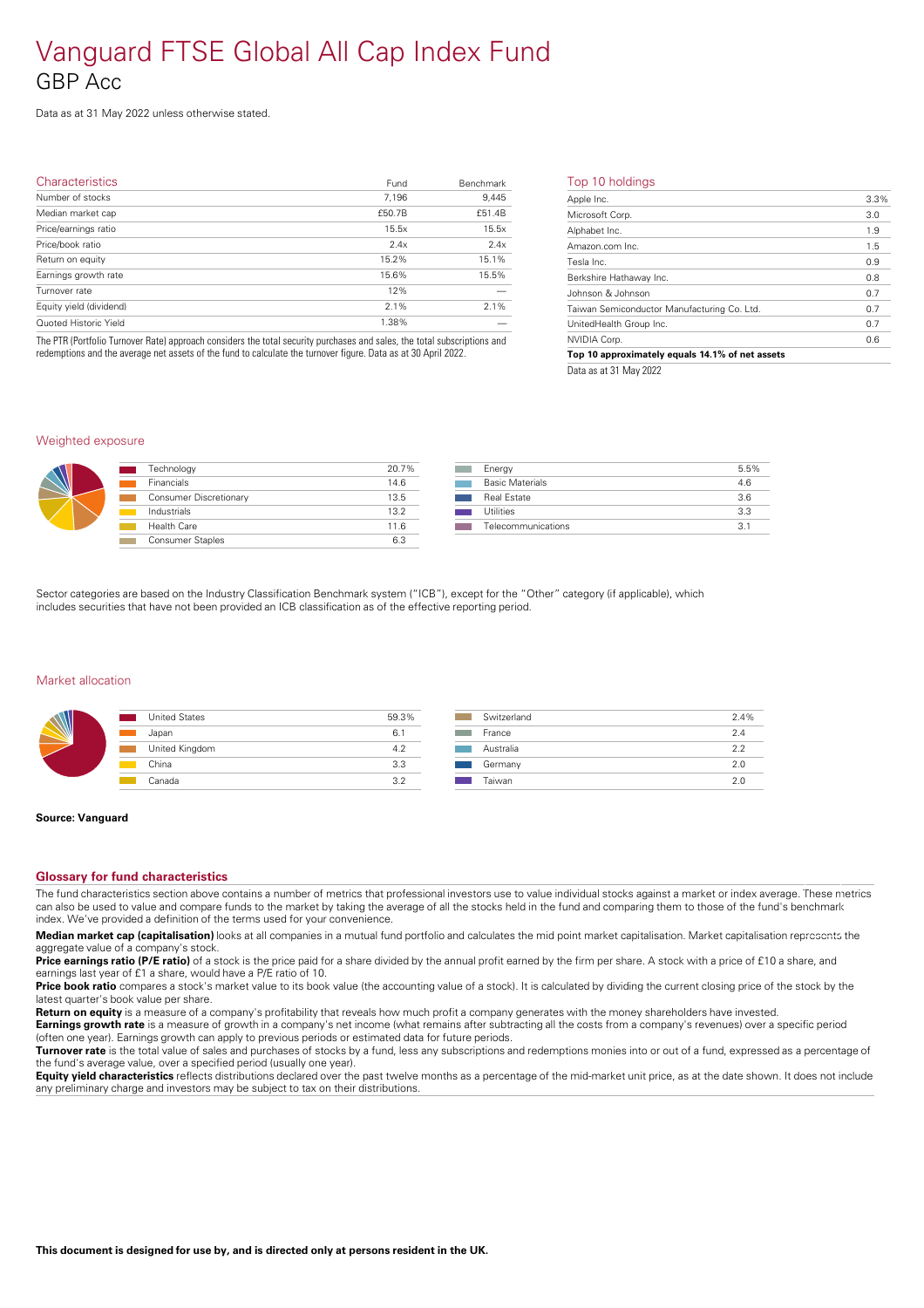# Vanguard FTSE Global All Cap Index Fund

## GBP Acc

Data as at 31 May 2022 unless otherwise stated.

## Characteristics

| Characteristics | Fund | Benchmark |
|---|---|---|
| Number of stocks | 7,196 | 9,445 |
| Median market cap | £50.7B | £51.4B |
| Price/earnings ratio | 15.5x | 15.5x |
| Price/book ratio | 2.4x | 2.4x |
| Return on equity | 15.2% | 15.1% |
| Earnings growth rate | 15.6% | 15.5% |
| Turnover rate | 12% | — |
| Equity yield (dividend) | 2.1% | 2.1% |
| Quoted Historic Yield | 1.38% | — |

The PTR (Portfolio Turnover Rate) approach considers the total security purchases and sales, the total subscriptions and redemptions and the average net assets of the fund to calculate the turnover figure. Data as at 30 April 2022.

## Top 10 holdings

| Holding | % |
|---|---|
| Apple Inc. | 3.3% |
| Microsoft Corp. | 3.0 |
| Alphabet Inc. | 1.9 |
| Amazon.com Inc. | 1.5 |
| Tesla Inc. | 0.9 |
| Berkshire Hathaway Inc. | 0.8 |
| Johnson & Johnson | 0.7 |
| Taiwan Semiconductor Manufacturing Co. Ltd. | 0.7 |
| UnitedHealth Group Inc. | 0.7 |
| NVIDIA Corp. | 0.6 |
| **Top 10 approximately equals 14.1% of net assets** | |

Data as at 31 May 2022

## Weighted exposure

| Sector | % |
|---|---|
| Technology | 20.7% |
| Financials | 14.6 |
| Consumer Discretionary | 13.5 |
| Industrials | 13.2 |
| Health Care | 11.6 |
| Consumer Staples | 6.3 |
| Energy | 5.5% |
| Basic Materials | 4.6 |
| Real Estate | 3.6 |
| Utilities | 3.3 |
| Telecommunications | 3.1 |

Sector categories are based on the Industry Classification Benchmark system ("ICB"), except for the "Other" category (if applicable), which includes securities that have not been provided an ICB classification as of the effective reporting period.

## Market allocation

| Market | % |
|---|---|
| United States | 59.3% |
| Japan | 6.1 |
| United Kingdom | 4.2 |
| China | 3.3 |
| Canada | 3.2 |
| Switzerland | 2.4% |
| France | 2.4 |
| Australia | 2.2 |
| Germany | 2.0 |
| Taiwan | 2.0 |

**Source: Vanguard**

## Glossary for fund characteristics

The fund characteristics section above contains a number of metrics that professional investors use to value individual stocks against a market or index average. These metrics can also be used to value and compare funds to the market by taking the average of all the stocks held in the fund and comparing them to those of the fund's benchmark index. We've provided a definition of the terms used for your convenience.

**Median market cap (capitalisation)** looks at all companies in a mutual fund portfolio and calculates the mid point market capitalisation. Market capitalisation represents the aggregate value of a company's stock.

**Price earnings ratio (P/E ratio)** of a stock is the price paid for a share divided by the annual profit earned by the firm per share. A stock with a price of £10 a share, and earnings last year of £1 a share, would have a P/E ratio of 10.

**Price book ratio** compares a stock's market value to its book value (the accounting value of a stock). It is calculated by dividing the current closing price of the stock by the latest quarter's book value per share.

**Return on equity** is a measure of a company's profitability that reveals how much profit a company generates with the money shareholders have invested.

**Earnings growth rate** is a measure of growth in a company's net income (what remains after subtracting all the costs from a company's revenues) over a specific period (often one year). Earnings growth can apply to previous periods or estimated data for future periods.

**Turnover rate** is the total value of sales and purchases of stocks by a fund, less any subscriptions and redemptions monies into or out of a fund, expressed as a percentage of the fund's average value, over a specified period (usually one year).

**Equity yield characteristics** reflects distributions declared over the past twelve months as a percentage of the mid-market unit price, as at the date shown. It does not include any preliminary charge and investors may be subject to tax on their distributions.

**This document is designed for use by, and is directed only at persons resident in the UK.**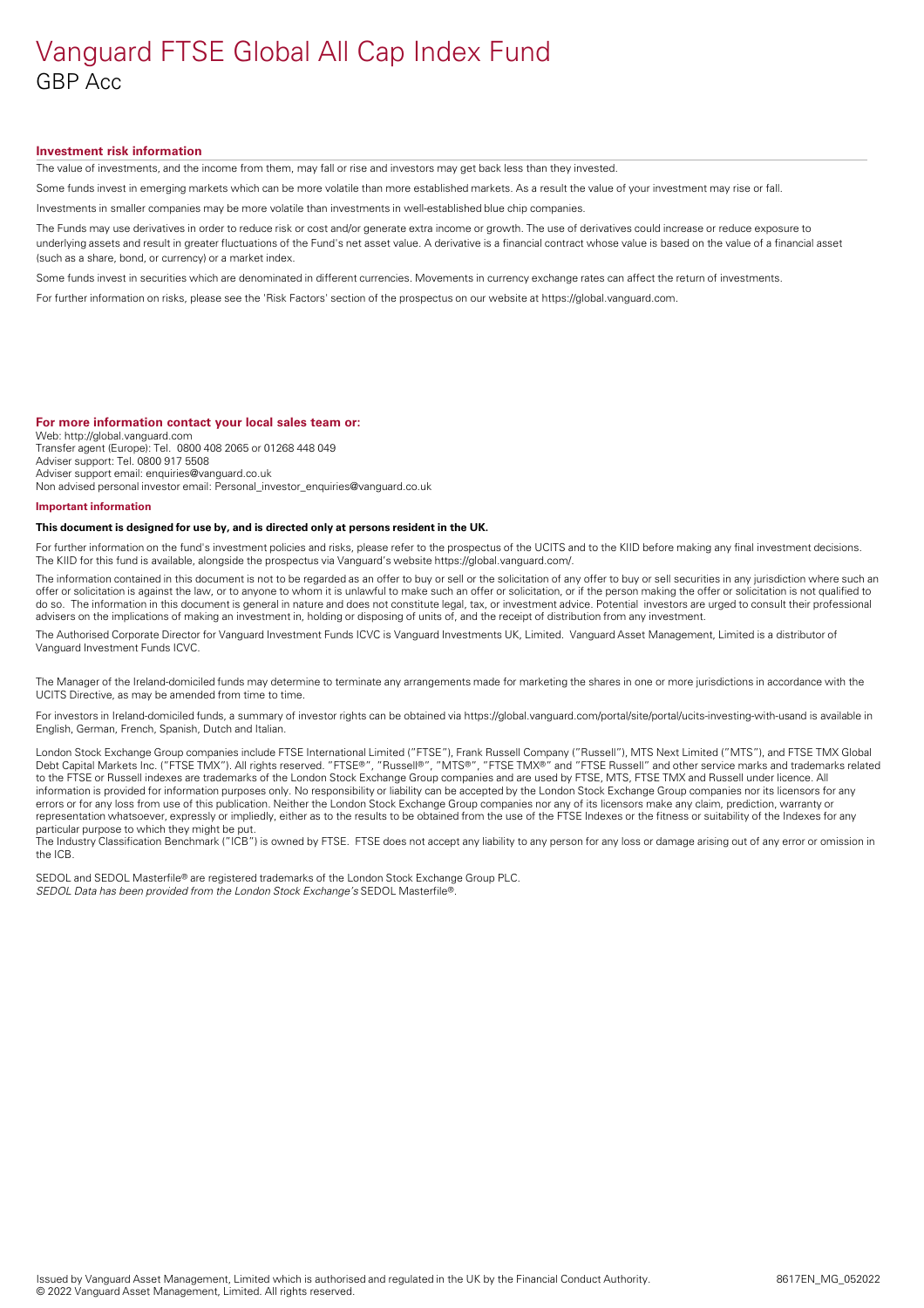# Vanguard FTSE Global All Cap Index Fund

GBP Acc

## Investment risk information

The value of investments, and the income from them, may fall or rise and investors may get back less than they invested.

Some funds invest in emerging markets which can be more volatile than more established markets. As a result the value of your investment may rise or fall.

Investments in smaller companies may be more volatile than investments in well-established blue chip companies.

The Funds may use derivatives in order to reduce risk or cost and/or generate extra income or growth. The use of derivatives could increase or reduce exposure to underlying assets and result in greater fluctuations of the Fund's net asset value. A derivative is a financial contract whose value is based on the value of a financial asset (such as a share, bond, or currency) or a market index.

Some funds invest in securities which are denominated in different currencies. Movements in currency exchange rates can affect the return of investments.

For further information on risks, please see the 'Risk Factors' section of the prospectus on our website at https://global.vanguard.com.

## For more information contact your local sales team or:

Web: http://global.vanguard.com
Transfer agent (Europe): Tel. 0800 408 2065 or 01268 448 049
Adviser support: Tel. 0800 917 5508
Adviser support email: enquiries@vanguard.co.uk
Non advised personal investor email: Personal_investor_enquiries@vanguard.co.uk

### Important information

**This document is designed for use by, and is directed only at persons resident in the UK.**

For further information on the fund's investment policies and risks, please refer to the prospectus of the UCITS and to the KIID before making any final investment decisions. The KIID for this fund is available, alongside the prospectus via Vanguard's website https://global.vanguard.com/.

The information contained in this document is not to be regarded as an offer to buy or sell or the solicitation of any offer to buy or sell securities in any jurisdiction where such an offer or solicitation is against the law, or to anyone to whom it is unlawful to make such an offer or solicitation, or if the person making the offer or solicitation is not qualified to do so. The information in this document is general in nature and does not constitute legal, tax, or investment advice. Potential investors are urged to consult their professional advisers on the implications of making an investment in, holding or disposing of units of, and the receipt of distribution from any investment.

The Authorised Corporate Director for Vanguard Investment Funds ICVC is Vanguard Investments UK, Limited. Vanguard Asset Management, Limited is a distributor of Vanguard Investment Funds ICVC.

The Manager of the Ireland-domiciled funds may determine to terminate any arrangements made for marketing the shares in one or more jurisdictions in accordance with the UCITS Directive, as may be amended from time to time.

For investors in Ireland-domiciled funds, a summary of investor rights can be obtained via https://global.vanguard.com/portal/site/portal/ucits-investing-with-usand is available in English, German, French, Spanish, Dutch and Italian.

London Stock Exchange Group companies include FTSE International Limited ("FTSE"), Frank Russell Company ("Russell"), MTS Next Limited ("MTS"), and FTSE TMX Global Debt Capital Markets Inc. ("FTSE TMX"). All rights reserved. "FTSE®", "Russell®", "MTS®", "FTSE TMX®" and "FTSE Russell" and other service marks and trademarks related to the FTSE or Russell indexes are trademarks of the London Stock Exchange Group companies and are used by FTSE, MTS, FTSE TMX and Russell under licence. All information is provided for information purposes only. No responsibility or liability can be accepted by the London Stock Exchange Group companies nor its licensors for any errors or for any loss from use of this publication. Neither the London Stock Exchange Group companies nor any of its licensors make any claim, prediction, warranty or representation whatsoever, expressly or impliedly, either as to the results to be obtained from the use of the FTSE Indexes or the fitness or suitability of the Indexes for any particular purpose to which they might be put.
The Industry Classification Benchmark ("ICB") is owned by FTSE. FTSE does not accept any liability to any person for any loss or damage arising out of any error or omission in the ICB.

SEDOL and SEDOL Masterfile® are registered trademarks of the London Stock Exchange Group PLC.
*SEDOL Data has been provided from the London Stock Exchange's* SEDOL Masterfile®.

Issued by Vanguard Asset Management, Limited which is authorised and regulated in the UK by the Financial Conduct Authority.
© 2022 Vanguard Asset Management, Limited. All rights reserved.

8617EN_MG_052022